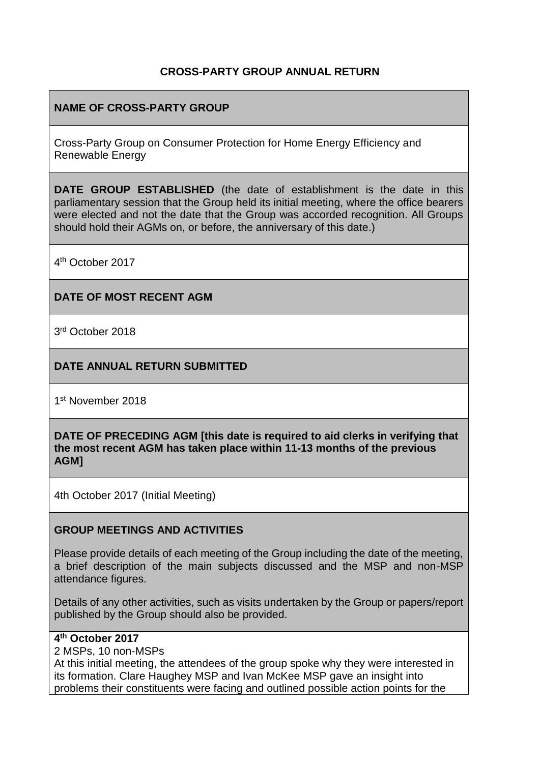# CROSS-PARTY GROUP ANNUAL RETURN

**NAME OF CROSS-PARTY GROUP**

Cross-Party Group on Consumer Protection for Home Energy Efficiency and Renewable Energy

**DATE GROUP ESTABLISHED** (the date of establishment is the date in this parliamentary session that the Group held its initial meeting, where the office bearers were elected and not the date that the Group was accorded recognition. All Groups should hold their AGMs on, or before, the anniversary of this date.)

4th October 2017

**DATE OF MOST RECENT AGM**

3rd October 2018

**DATE ANNUAL RETURN SUBMITTED**

1st November 2018

**DATE OF PRECEDING AGM [this date is required to aid clerks in verifying that the most recent AGM has taken place within 11-13 months of the previous AGM]**

4th October 2017 (Initial Meeting)

**GROUP MEETINGS AND ACTIVITIES**

Please provide details of each meeting of the Group including the date of the meeting, a brief description of the main subjects discussed and the MSP and non-MSP attendance figures.

Details of any other activities, such as visits undertaken by the Group or papers/report published by the Group should also be provided.

**4th October 2017**

2 MSPs, 10 non-MSPs

At this initial meeting, the attendees of the group spoke why they were interested in its formation. Clare Haughey MSP and Ivan McKee MSP gave an insight into problems their constituents were facing and outlined possible action points for the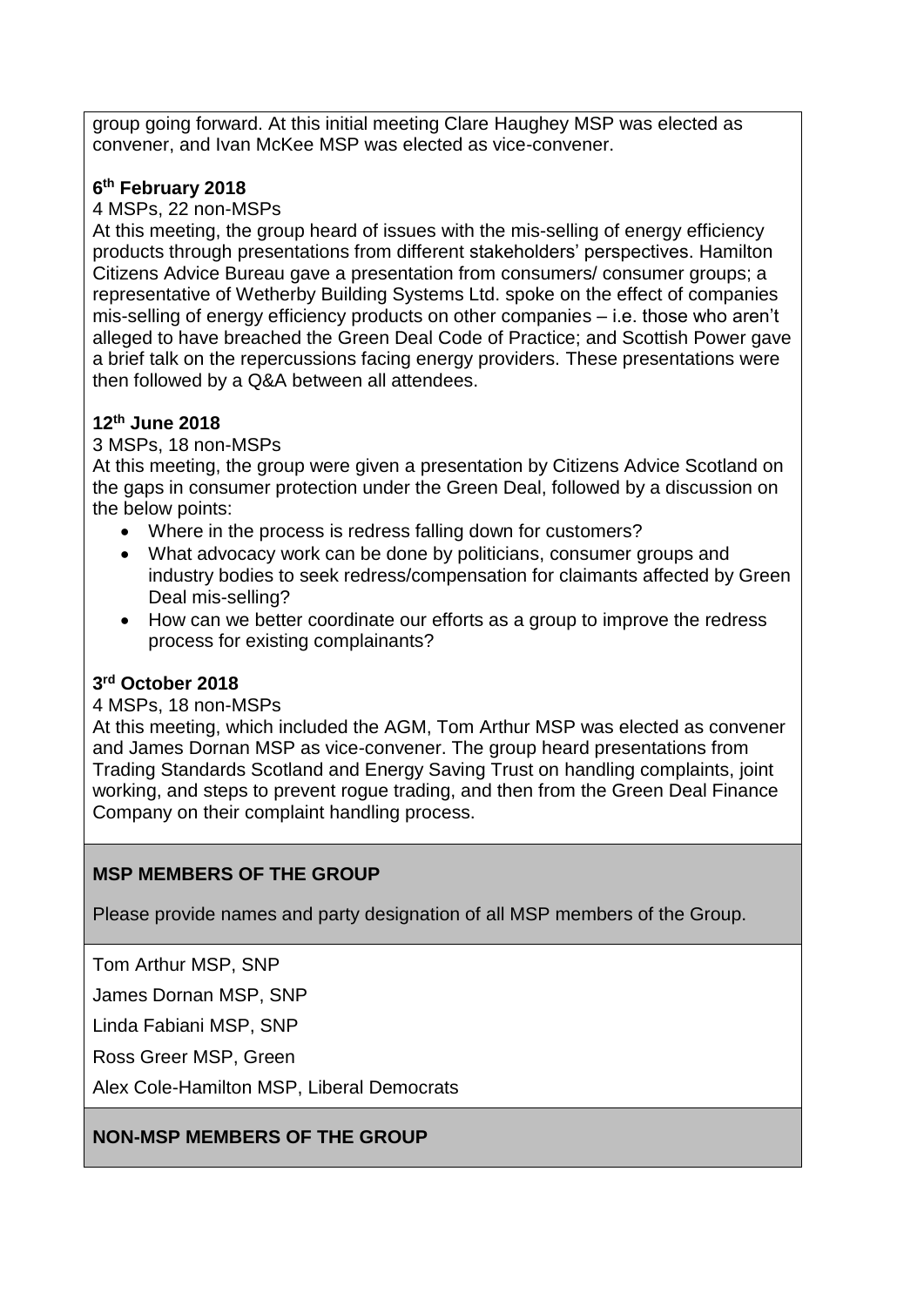group going forward. At this initial meeting Clare Haughey MSP was elected as convener, and Ivan McKee MSP was elected as vice-convener.

**6th February 2018**

4 MSPs, 22 non-MSPs

At this meeting, the group heard of issues with the mis-selling of energy efficiency products through presentations from different stakeholders' perspectives. Hamilton Citizens Advice Bureau gave a presentation from consumers/ consumer groups; a representative of Wetherby Building Systems Ltd. spoke on the effect of companies mis-selling of energy efficiency products on other companies – i.e. those who aren't alleged to have breached the Green Deal Code of Practice; and Scottish Power gave a brief talk on the repercussions facing energy providers. These presentations were then followed by a Q&A between all attendees.

**12th June 2018**

3 MSPs, 18 non-MSPs

At this meeting, the group were given a presentation by Citizens Advice Scotland on the gaps in consumer protection under the Green Deal, followed by a discussion on the below points:

- Where in the process is redress falling down for customers?
- What advocacy work can be done by politicians, consumer groups and industry bodies to seek redress/compensation for claimants affected by Green Deal mis-selling?
- How can we better coordinate our efforts as a group to improve the redress process for existing complainants?

**3rd October 2018**

4 MSPs, 18 non-MSPs

At this meeting, which included the AGM, Tom Arthur MSP was elected as convener and James Dornan MSP as vice-convener. The group heard presentations from Trading Standards Scotland and Energy Saving Trust on handling complaints, joint working, and steps to prevent rogue trading, and then from the Green Deal Finance Company on their complaint handling process.

**MSP MEMBERS OF THE GROUP**

Please provide names and party designation of all MSP members of the Group.

Tom Arthur MSP, SNP

James Dornan MSP, SNP

Linda Fabiani MSP, SNP

Ross Greer MSP, Green

Alex Cole-Hamilton MSP, Liberal Democrats

**NON-MSP MEMBERS OF THE GROUP**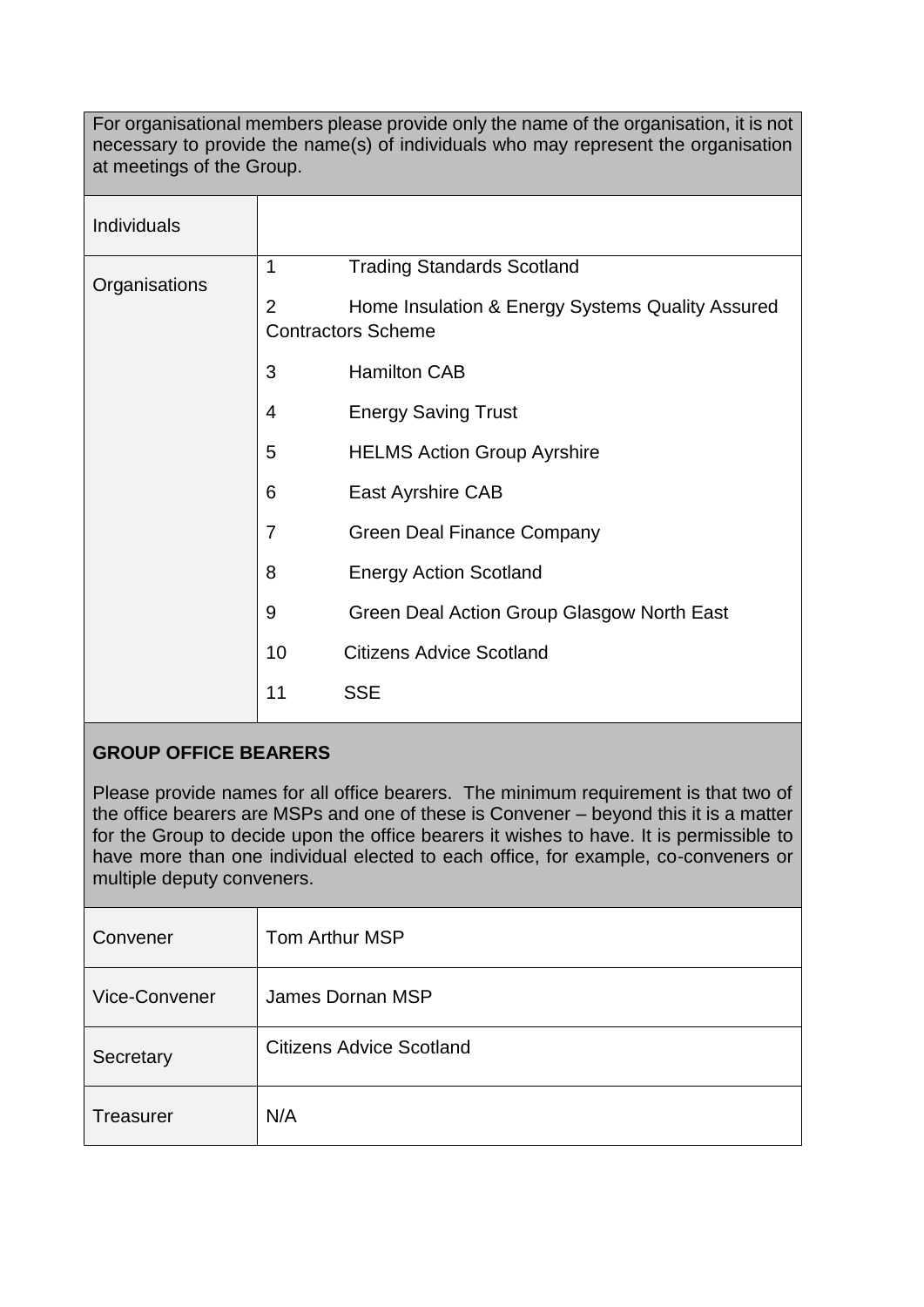For organisational members please provide only the name of the organisation, it is not necessary to provide the name(s) of individuals who may represent the organisation at meetings of the Group.

| | |
|---|---|
| Individuals | |
| Organisations | 1 Trading Standards Scotland<br>2 Home Insulation & Energy Systems Quality Assured Contractors Scheme<br>3 Hamilton CAB<br>4 Energy Saving Trust<br>5 HELMS Action Group Ayrshire<br>6 East Ayrshire CAB<br>7 Green Deal Finance Company<br>8 Energy Action Scotland<br>9 Green Deal Action Group Glasgow North East<br>10 Citizens Advice Scotland<br>11 SSE |

**GROUP OFFICE BEARERS**

Please provide names for all office bearers. The minimum requirement is that two of the office bearers are MSPs and one of these is Convener – beyond this it is a matter for the Group to decide upon the office bearers it wishes to have. It is permissible to have more than one individual elected to each office, for example, co-conveners or multiple deputy conveners.

| | |
|---|---|
| Convener | Tom Arthur MSP |
| Vice-Convener | James Dornan MSP |
| Secretary | Citizens Advice Scotland |
| Treasurer | N/A |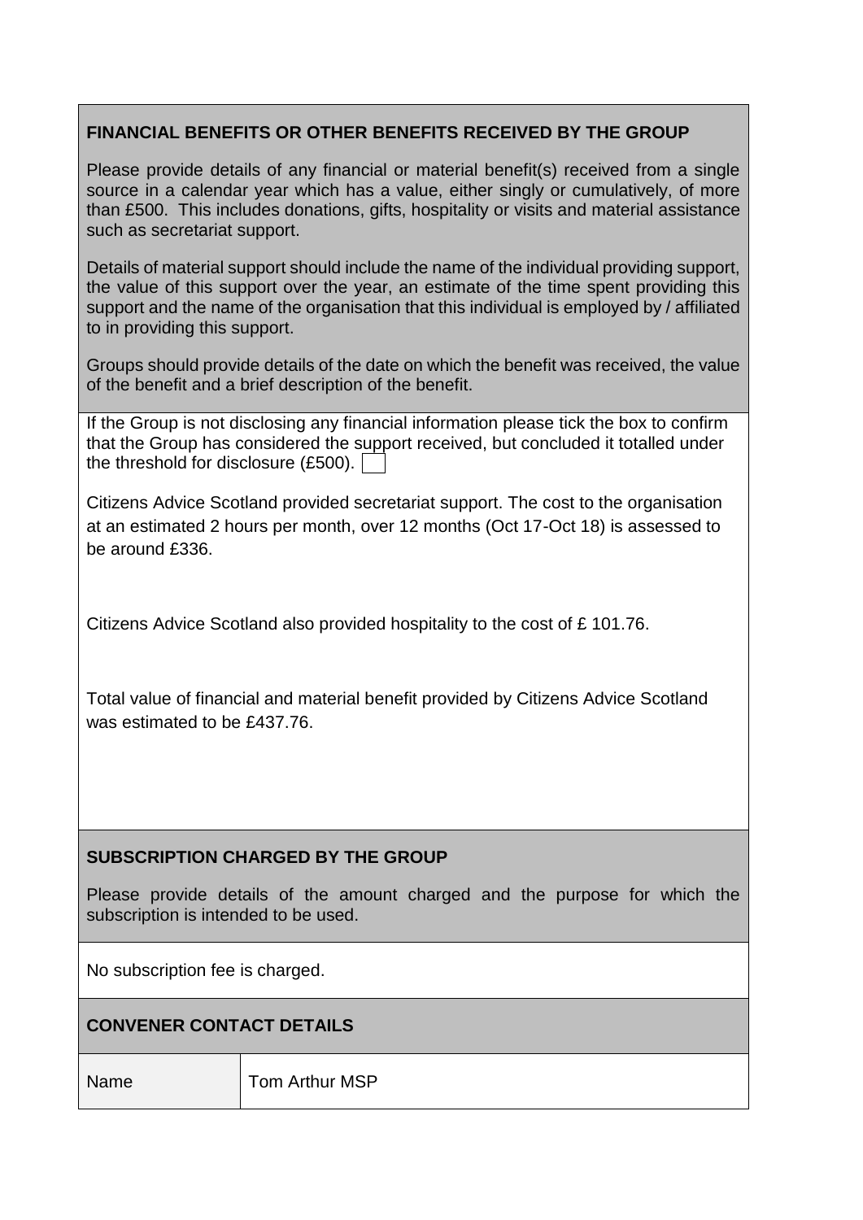## FINANCIAL BENEFITS OR OTHER BENEFITS RECEIVED BY THE GROUP

Please provide details of any financial or material benefit(s) received from a single source in a calendar year which has a value, either singly or cumulatively, of more than £500. This includes donations, gifts, hospitality or visits and material assistance such as secretariat support.

Details of material support should include the name of the individual providing support, the value of this support over the year, an estimate of the time spent providing this support and the name of the organisation that this individual is employed by / affiliated to in providing this support.

Groups should provide details of the date on which the benefit was received, the value of the benefit and a brief description of the benefit.

If the Group is not disclosing any financial information please tick the box to confirm that the Group has considered the support received, but concluded it totalled under the threshold for disclosure (£500). ☐

Citizens Advice Scotland provided secretariat support. The cost to the organisation at an estimated 2 hours per month, over 12 months (Oct 17-Oct 18) is assessed to be around £336.

Citizens Advice Scotland also provided hospitality to the cost of £ 101.76.

Total value of financial and material benefit provided by Citizens Advice Scotland was estimated to be £437.76.

## SUBSCRIPTION CHARGED BY THE GROUP

Please provide details of the amount charged and the purpose for which the subscription is intended to be used.

No subscription fee is charged.

## CONVENER CONTACT DETAILS

| Name | Tom Arthur MSP |
|---|---|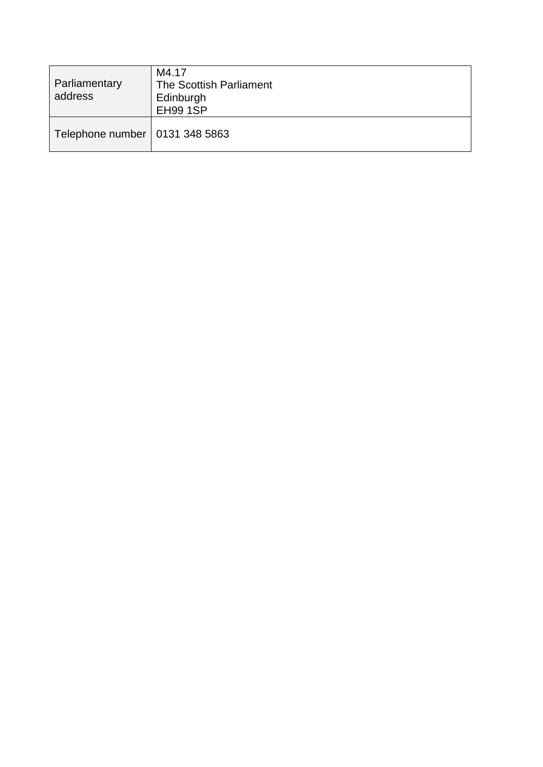| | |
|---|---|
| Parliamentary address | M4.17<br>The Scottish Parliament<br>Edinburgh<br>EH99 1SP |
| Telephone number | 0131 348 5863 |